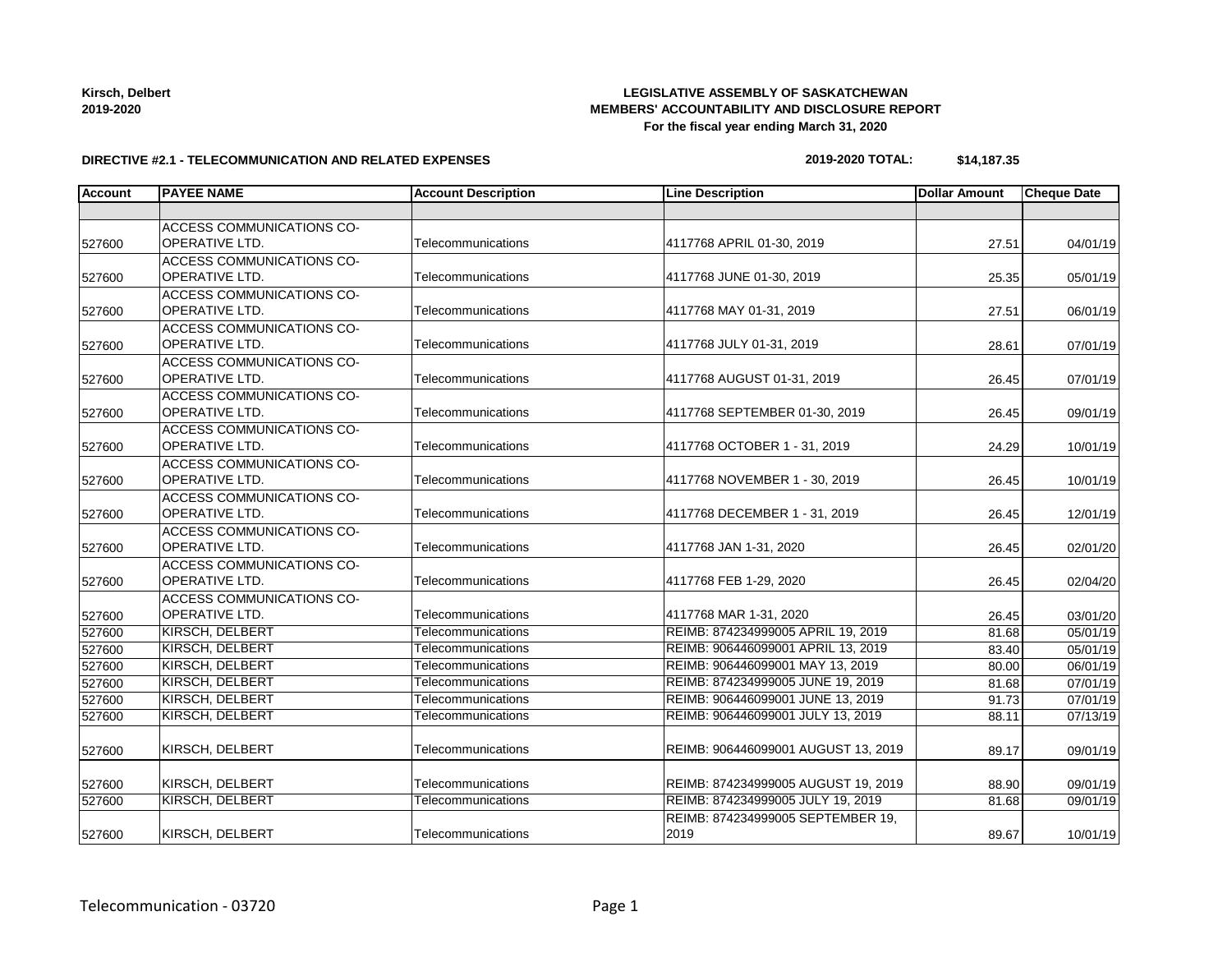Kirsch, Delbert
2019-2020

**LEGISLATIVE ASSEMBLY OF SASKATCHEWAN**
**MEMBERS' ACCOUNTABILITY AND DISCLOSURE REPORT**
**For the fiscal year ending March 31, 2020**

**DIRECTIVE #2.1 - TELECOMMUNICATION AND RELATED EXPENSES**

**2019-2020 TOTAL: $14,187.35**

| Account | PAYEE NAME | Account Description | Line Description | Dollar Amount | Cheque Date |
|---|---|---|---|---|---|
| | | | | | |
| 527600 | ACCESS COMMUNICATIONS CO-OPERATIVE LTD. | Telecommunications | 4117768 APRIL 01-30, 2019 | 27.51 | 04/01/19 |
| 527600 | ACCESS COMMUNICATIONS CO-OPERATIVE LTD. | Telecommunications | 4117768 JUNE 01-30, 2019 | 25.35 | 05/01/19 |
| 527600 | ACCESS COMMUNICATIONS CO-OPERATIVE LTD. | Telecommunications | 4117768 MAY 01-31, 2019 | 27.51 | 06/01/19 |
| 527600 | ACCESS COMMUNICATIONS CO-OPERATIVE LTD. | Telecommunications | 4117768 JULY 01-31, 2019 | 28.61 | 07/01/19 |
| 527600 | ACCESS COMMUNICATIONS CO-OPERATIVE LTD. | Telecommunications | 4117768 AUGUST 01-31, 2019 | 26.45 | 07/01/19 |
| 527600 | ACCESS COMMUNICATIONS CO-OPERATIVE LTD. | Telecommunications | 4117768 SEPTEMBER 01-30, 2019 | 26.45 | 09/01/19 |
| 527600 | ACCESS COMMUNICATIONS CO-OPERATIVE LTD. | Telecommunications | 4117768 OCTOBER 1 - 31, 2019 | 24.29 | 10/01/19 |
| 527600 | ACCESS COMMUNICATIONS CO-OPERATIVE LTD. | Telecommunications | 4117768 NOVEMBER 1 - 30, 2019 | 26.45 | 10/01/19 |
| 527600 | ACCESS COMMUNICATIONS CO-OPERATIVE LTD. | Telecommunications | 4117768 DECEMBER 1 - 31, 2019 | 26.45 | 12/01/19 |
| 527600 | ACCESS COMMUNICATIONS CO-OPERATIVE LTD. | Telecommunications | 4117768 JAN 1-31, 2020 | 26.45 | 02/01/20 |
| 527600 | ACCESS COMMUNICATIONS CO-OPERATIVE LTD. | Telecommunications | 4117768 FEB 1-29, 2020 | 26.45 | 02/04/20 |
| 527600 | ACCESS COMMUNICATIONS CO-OPERATIVE LTD. | Telecommunications | 4117768 MAR 1-31, 2020 | 26.45 | 03/01/20 |
| 527600 | KIRSCH, DELBERT | Telecommunications | REIMB: 874234999005 APRIL 19, 2019 | 81.68 | 05/01/19 |
| 527600 | KIRSCH, DELBERT | Telecommunications | REIMB: 906446099001 APRIL 13, 2019 | 83.40 | 05/01/19 |
| 527600 | KIRSCH, DELBERT | Telecommunications | REIMB: 906446099001 MAY 13, 2019 | 80.00 | 06/01/19 |
| 527600 | KIRSCH, DELBERT | Telecommunications | REIMB: 874234999005 JUNE 19, 2019 | 81.68 | 07/01/19 |
| 527600 | KIRSCH, DELBERT | Telecommunications | REIMB: 906446099001 JUNE 13, 2019 | 91.73 | 07/01/19 |
| 527600 | KIRSCH, DELBERT | Telecommunications | REIMB: 906446099001 JULY 13, 2019 | 88.11 | 07/13/19 |
| 527600 | KIRSCH, DELBERT | Telecommunications | REIMB: 906446099001 AUGUST 13, 2019 | 89.17 | 09/01/19 |
| 527600 | KIRSCH, DELBERT | Telecommunications | REIMB: 874234999005 AUGUST 19, 2019 | 88.90 | 09/01/19 |
| 527600 | KIRSCH, DELBERT | Telecommunications | REIMB: 874234999005 JULY 19, 2019 | 81.68 | 09/01/19 |
| 527600 | KIRSCH, DELBERT | Telecommunications | REIMB: 874234999005 SEPTEMBER 19, 2019 | 89.67 | 10/01/19 |

Telecommunication - 03720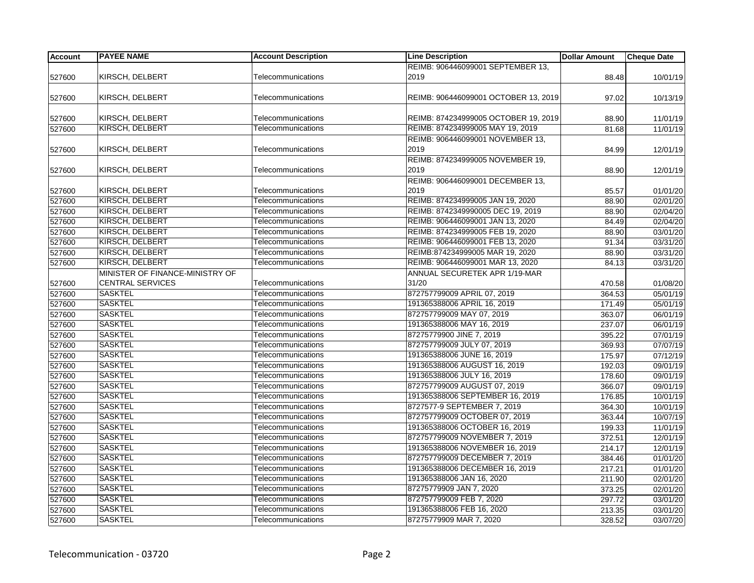| Account | PAYEE NAME | Account Description | Line Description | Dollar Amount | Cheque Date |
|---|---|---|---|---|---|
| 527600 | KIRSCH, DELBERT | Telecommunications | REIMB: 906446099001 SEPTEMBER 13, 2019 | 88.48 | 10/01/19 |
| 527600 | KIRSCH, DELBERT | Telecommunications | REIMB: 906446099001 OCTOBER 13, 2019 | 97.02 | 10/13/19 |
| 527600 | KIRSCH, DELBERT | Telecommunications | REIMB: 874234999005 OCTOBER 19, 2019 | 88.90 | 11/01/19 |
| 527600 | KIRSCH, DELBERT | Telecommunications | REIMB: 874234999005 MAY 19, 2019 | 81.68 | 11/01/19 |
| 527600 | KIRSCH, DELBERT | Telecommunications | REIMB: 906446099001 NOVEMBER 13, 2019 | 84.99 | 12/01/19 |
| 527600 | KIRSCH, DELBERT | Telecommunications | REIMB: 874234999005 NOVEMBER 19, 2019 | 88.90 | 12/01/19 |
| 527600 | KIRSCH, DELBERT | Telecommunications | REIMB: 906446099001 DECEMBER 13, 2019 | 85.57 | 01/01/20 |
| 527600 | KIRSCH, DELBERT | Telecommunications | REIMB: 874234999005 JAN 19, 2020 | 88.90 | 02/01/20 |
| 527600 | KIRSCH, DELBERT | Telecommunications | REIMB: 8742349990005 DEC 19, 2019 | 88.90 | 02/04/20 |
| 527600 | KIRSCH, DELBERT | Telecommunications | REIMB: 906446099001 JAN 13, 2020 | 84.49 | 02/04/20 |
| 527600 | KIRSCH, DELBERT | Telecommunications | REIMB: 874234999005 FEB 19, 2020 | 88.90 | 03/01/20 |
| 527600 | KIRSCH, DELBERT | Telecommunications | REIMB: 906446099001 FEB 13, 2020 | 91.34 | 03/31/20 |
| 527600 | KIRSCH, DELBERT | Telecommunications | REIMB:874234999005 MAR 19, 2020 | 88.90 | 03/31/20 |
| 527600 | KIRSCH, DELBERT | Telecommunications | REIMB: 906446099001 MAR 13, 2020 | 84.13 | 03/31/20 |
| 527600 | MINISTER OF FINANCE-MINISTRY OF CENTRAL SERVICES | Telecommunications | ANNUAL SECURETEK APR 1/19-MAR 31/20 | 470.58 | 01/08/20 |
| 527600 | SASKTEL | Telecommunications | 872757799009 APRIL 07, 2019 | 364.53 | 05/01/19 |
| 527600 | SASKTEL | Telecommunications | 191365388006 APRIL 16, 2019 | 171.49 | 05/01/19 |
| 527600 | SASKTEL | Telecommunications | 872757799009 MAY 07, 2019 | 363.07 | 06/01/19 |
| 527600 | SASKTEL | Telecommunications | 191365388006 MAY 16, 2019 | 237.07 | 06/01/19 |
| 527600 | SASKTEL | Telecommunications | 87275779900 JINE 7, 2019 | 395.22 | 07/01/19 |
| 527600 | SASKTEL | Telecommunications | 872757799009 JULY 07, 2019 | 369.93 | 07/07/19 |
| 527600 | SASKTEL | Telecommunications | 191365388006 JUNE 16, 2019 | 175.97 | 07/12/19 |
| 527600 | SASKTEL | Telecommunications | 191365388006 AUGUST 16, 2019 | 192.03 | 09/01/19 |
| 527600 | SASKTEL | Telecommunications | 191365388006 JULY 16, 2019 | 178.60 | 09/01/19 |
| 527600 | SASKTEL | Telecommunications | 872757799009 AUGUST 07, 2019 | 366.07 | 09/01/19 |
| 527600 | SASKTEL | Telecommunications | 191365388006 SEPTEMBER 16, 2019 | 176.85 | 10/01/19 |
| 527600 | SASKTEL | Telecommunications | 8727577-9 SEPTEMBER 7, 2019 | 364.30 | 10/01/19 |
| 527600 | SASKTEL | Telecommunications | 872757799009 OCTOBER 07, 2019 | 363.44 | 10/07/19 |
| 527600 | SASKTEL | Telecommunications | 191365388006 OCTOBER 16, 2019 | 199.33 | 11/01/19 |
| 527600 | SASKTEL | Telecommunications | 872757799009 NOVEMBER 7, 2019 | 372.51 | 12/01/19 |
| 527600 | SASKTEL | Telecommunications | 191365388006 NOVEMBER 16, 2019 | 214.17 | 12/01/19 |
| 527600 | SASKTEL | Telecommunications | 872757799009 DECEMBER 7, 2019 | 384.46 | 01/01/20 |
| 527600 | SASKTEL | Telecommunications | 191365388006 DECEMBER 16, 2019 | 217.21 | 01/01/20 |
| 527600 | SASKTEL | Telecommunications | 191365388006 JAN 16, 2020 | 211.90 | 02/01/20 |
| 527600 | SASKTEL | Telecommunications | 87275779909 JAN 7, 2020 | 373.25 | 02/01/20 |
| 527600 | SASKTEL | Telecommunications | 872757799009 FEB 7, 2020 | 297.72 | 03/01/20 |
| 527600 | SASKTEL | Telecommunications | 191365388006 FEB 16, 2020 | 213.35 | 03/01/20 |
| 527600 | SASKTEL | Telecommunications | 87275779909 MAR 7, 2020 | 328.52 | 03/07/20 |

Telecommunication - 03720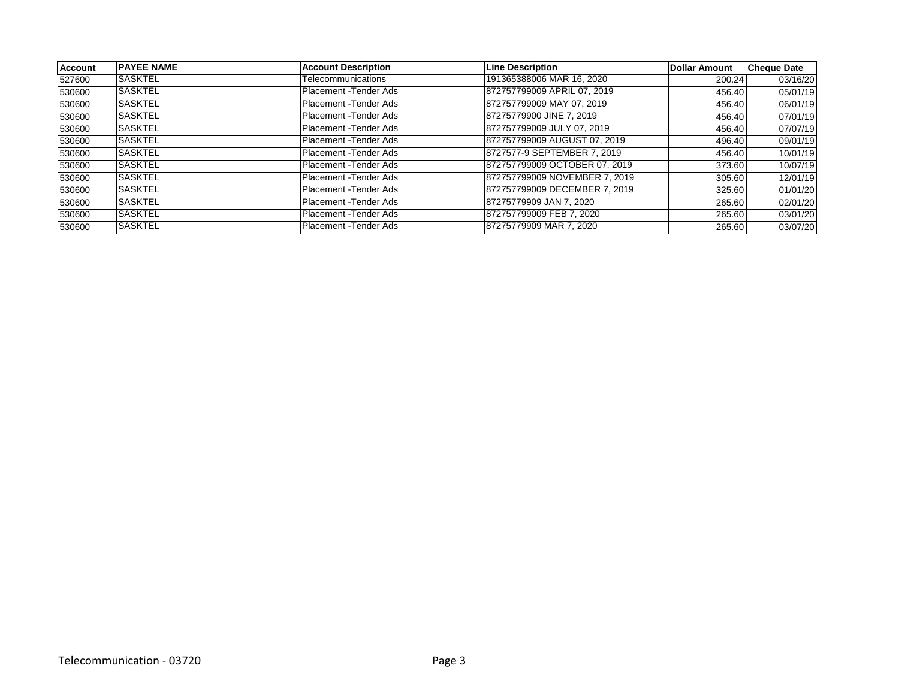| Account | PAYEE NAME | Account Description | Line Description | Dollar Amount | Cheque Date |
|---|---|---|---|---|---|
| 527600 | SASKTEL | Telecommunications | 191365388006 MAR 16, 2020 | 200.24 | 03/16/20 |
| 530600 | SASKTEL | Placement -Tender Ads | 872757799009 APRIL 07, 2019 | 456.40 | 05/01/19 |
| 530600 | SASKTEL | Placement -Tender Ads | 872757799009 MAY 07, 2019 | 456.40 | 06/01/19 |
| 530600 | SASKTEL | Placement -Tender Ads | 87275779900 JINE 7, 2019 | 456.40 | 07/01/19 |
| 530600 | SASKTEL | Placement -Tender Ads | 872757799009 JULY 07, 2019 | 456.40 | 07/07/19 |
| 530600 | SASKTEL | Placement -Tender Ads | 872757799009 AUGUST 07, 2019 | 496.40 | 09/01/19 |
| 530600 | SASKTEL | Placement -Tender Ads | 8727577-9 SEPTEMBER 7, 2019 | 456.40 | 10/01/19 |
| 530600 | SASKTEL | Placement -Tender Ads | 872757799009 OCTOBER 07, 2019 | 373.60 | 10/07/19 |
| 530600 | SASKTEL | Placement -Tender Ads | 872757799009 NOVEMBER 7, 2019 | 305.60 | 12/01/19 |
| 530600 | SASKTEL | Placement -Tender Ads | 872757799009 DECEMBER 7, 2019 | 325.60 | 01/01/20 |
| 530600 | SASKTEL | Placement -Tender Ads | 87275779909 JAN 7, 2020 | 265.60 | 02/01/20 |
| 530600 | SASKTEL | Placement -Tender Ads | 872757799009 FEB 7, 2020 | 265.60 | 03/01/20 |
| 530600 | SASKTEL | Placement -Tender Ads | 87275779909 MAR 7, 2020 | 265.60 | 03/07/20 |

Telecommunication - 03720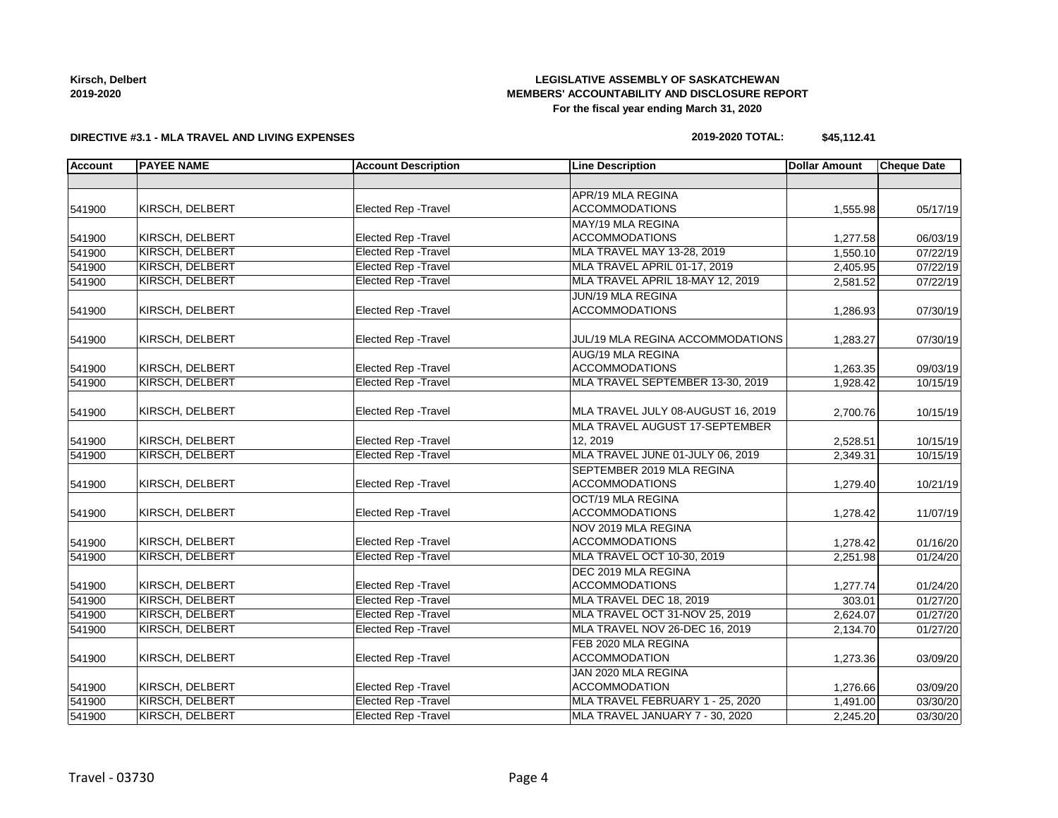Kirsch, Delbert
2019-2020

**LEGISLATIVE ASSEMBLY OF SASKATCHEWAN**
**MEMBERS' ACCOUNTABILITY AND DISCLOSURE REPORT**
**For the fiscal year ending March 31, 2020**

**DIRECTIVE #3.1 - MLA TRAVEL AND LIVING EXPENSES**

**2019-2020 TOTAL: $45,112.41**

| Account | PAYEE NAME | Account Description | Line Description | Dollar Amount | Cheque Date |
|---|---|---|---|---|---|
| | | | | | |
| 541900 | KIRSCH, DELBERT | Elected Rep -Travel | APR/19 MLA REGINA ACCOMMODATIONS | 1,555.98 | 05/17/19 |
| 541900 | KIRSCH, DELBERT | Elected Rep -Travel | MAY/19 MLA REGINA ACCOMMODATIONS | 1,277.58 | 06/03/19 |
| 541900 | KIRSCH, DELBERT | Elected Rep -Travel | MLA TRAVEL MAY 13-28, 2019 | 1,550.10 | 07/22/19 |
| 541900 | KIRSCH, DELBERT | Elected Rep -Travel | MLA TRAVEL APRIL 01-17, 2019 | 2,405.95 | 07/22/19 |
| 541900 | KIRSCH, DELBERT | Elected Rep -Travel | MLA TRAVEL APRIL 18-MAY 12, 2019 | 2,581.52 | 07/22/19 |
| 541900 | KIRSCH, DELBERT | Elected Rep -Travel | JUN/19 MLA REGINA ACCOMMODATIONS | 1,286.93 | 07/30/19 |
| 541900 | KIRSCH, DELBERT | Elected Rep -Travel | JUL/19 MLA REGINA ACCOMMODATIONS | 1,283.27 | 07/30/19 |
| 541900 | KIRSCH, DELBERT | Elected Rep -Travel | AUG/19 MLA REGINA ACCOMMODATIONS | 1,263.35 | 09/03/19 |
| 541900 | KIRSCH, DELBERT | Elected Rep -Travel | MLA TRAVEL SEPTEMBER 13-30, 2019 | 1,928.42 | 10/15/19 |
| 541900 | KIRSCH, DELBERT | Elected Rep -Travel | MLA TRAVEL JULY 08-AUGUST 16, 2019 | 2,700.76 | 10/15/19 |
| 541900 | KIRSCH, DELBERT | Elected Rep -Travel | MLA TRAVEL AUGUST 17-SEPTEMBER 12, 2019 | 2,528.51 | 10/15/19 |
| 541900 | KIRSCH, DELBERT | Elected Rep -Travel | MLA TRAVEL JUNE 01-JULY 06, 2019 | 2,349.31 | 10/15/19 |
| 541900 | KIRSCH, DELBERT | Elected Rep -Travel | SEPTEMBER 2019 MLA REGINA ACCOMMODATIONS | 1,279.40 | 10/21/19 |
| 541900 | KIRSCH, DELBERT | Elected Rep -Travel | OCT/19 MLA REGINA ACCOMMODATIONS | 1,278.42 | 11/07/19 |
| 541900 | KIRSCH, DELBERT | Elected Rep -Travel | NOV 2019 MLA REGINA ACCOMMODATIONS | 1,278.42 | 01/16/20 |
| 541900 | KIRSCH, DELBERT | Elected Rep -Travel | MLA TRAVEL OCT 10-30, 2019 | 2,251.98 | 01/24/20 |
| 541900 | KIRSCH, DELBERT | Elected Rep -Travel | DEC 2019 MLA REGINA ACCOMMODATIONS | 1,277.74 | 01/24/20 |
| 541900 | KIRSCH, DELBERT | Elected Rep -Travel | MLA TRAVEL DEC 18, 2019 | 303.01 | 01/27/20 |
| 541900 | KIRSCH, DELBERT | Elected Rep -Travel | MLA TRAVEL OCT 31-NOV 25, 2019 | 2,624.07 | 01/27/20 |
| 541900 | KIRSCH, DELBERT | Elected Rep -Travel | MLA TRAVEL NOV 26-DEC 16, 2019 | 2,134.70 | 01/27/20 |
| 541900 | KIRSCH, DELBERT | Elected Rep -Travel | FEB 2020 MLA REGINA ACCOMMODATION | 1,273.36 | 03/09/20 |
| 541900 | KIRSCH, DELBERT | Elected Rep -Travel | JAN 2020 MLA REGINA ACCOMMODATION | 1,276.66 | 03/09/20 |
| 541900 | KIRSCH, DELBERT | Elected Rep -Travel | MLA TRAVEL FEBRUARY 1 - 25, 2020 | 1,491.00 | 03/30/20 |
| 541900 | KIRSCH, DELBERT | Elected Rep -Travel | MLA TRAVEL JANUARY 7 - 30, 2020 | 2,245.20 | 03/30/20 |

Travel - 03730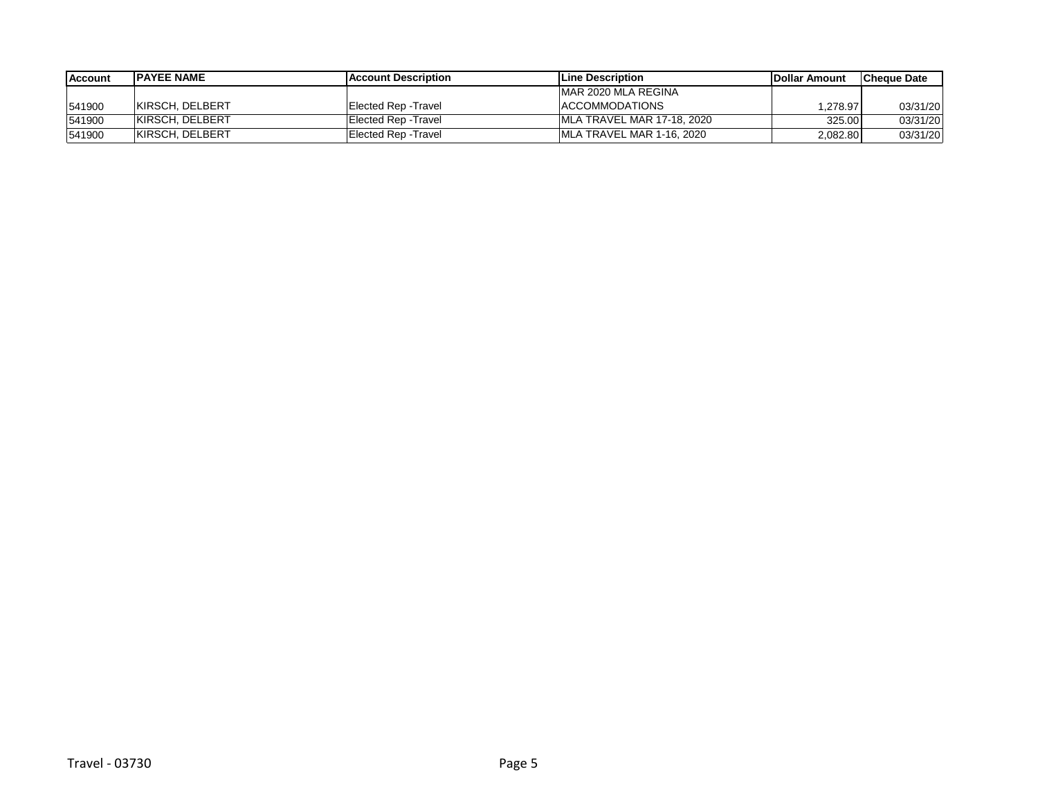| Account | PAYEE NAME | Account Description | Line Description | Dollar Amount | Cheque Date |
|---|---|---|---|---|---|
| 541900 | KIRSCH, DELBERT | Elected Rep -Travel | MAR 2020 MLA REGINA ACCOMMODATIONS | 1,278.97 | 03/31/20 |
| 541900 | KIRSCH, DELBERT | Elected Rep -Travel | MLA TRAVEL MAR 17-18, 2020 | 325.00 | 03/31/20 |
| 541900 | KIRSCH, DELBERT | Elected Rep -Travel | MLA TRAVEL MAR 1-16, 2020 | 2,082.80 | 03/31/20 |

Travel - 03730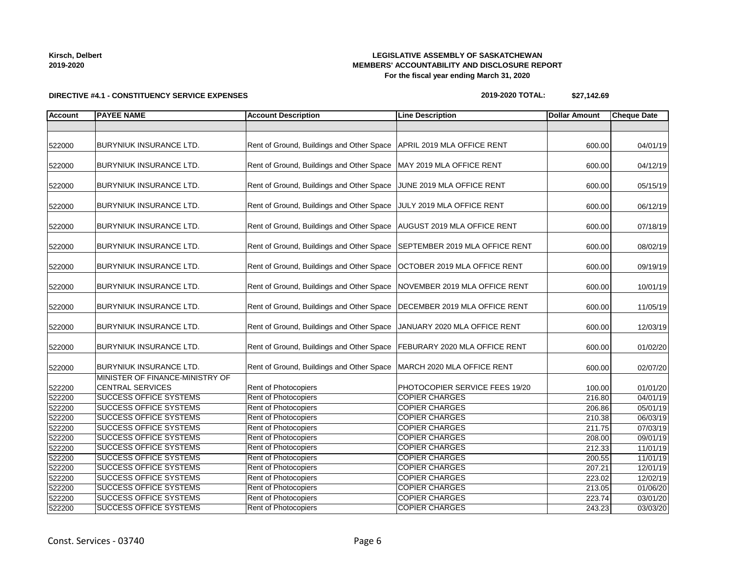**Kirsch, Delbert**
**2019-2020**

**LEGISLATIVE ASSEMBLY OF SASKATCHEWAN**
**MEMBERS' ACCOUNTABILITY AND DISCLOSURE REPORT**
**For the fiscal year ending March 31, 2020**

**DIRECTIVE #4.1 - CONSTITUENCY SERVICE EXPENSES**

**2019-2020 TOTAL: $27,142.69**

| Account | PAYEE NAME | Account Description | Line Description | Dollar Amount | Cheque Date |
|---|---|---|---|---|---|
| | | | | | |
| 522000 | BURYNIUK INSURANCE LTD. | Rent of Ground, Buildings and Other Space | APRIL 2019 MLA OFFICE RENT | 600.00 | 04/01/19 |
| 522000 | BURYNIUK INSURANCE LTD. | Rent of Ground, Buildings and Other Space | MAY 2019 MLA OFFICE RENT | 600.00 | 04/12/19 |
| 522000 | BURYNIUK INSURANCE LTD. | Rent of Ground, Buildings and Other Space | JUNE 2019 MLA OFFICE RENT | 600.00 | 05/15/19 |
| 522000 | BURYNIUK INSURANCE LTD. | Rent of Ground, Buildings and Other Space | JULY 2019 MLA OFFICE RENT | 600.00 | 06/12/19 |
| 522000 | BURYNIUK INSURANCE LTD. | Rent of Ground, Buildings and Other Space | AUGUST 2019 MLA OFFICE RENT | 600.00 | 07/18/19 |
| 522000 | BURYNIUK INSURANCE LTD. | Rent of Ground, Buildings and Other Space | SEPTEMBER 2019 MLA OFFICE RENT | 600.00 | 08/02/19 |
| 522000 | BURYNIUK INSURANCE LTD. | Rent of Ground, Buildings and Other Space | OCTOBER 2019 MLA OFFICE RENT | 600.00 | 09/19/19 |
| 522000 | BURYNIUK INSURANCE LTD. | Rent of Ground, Buildings and Other Space | NOVEMBER 2019 MLA OFFICE RENT | 600.00 | 10/01/19 |
| 522000 | BURYNIUK INSURANCE LTD. | Rent of Ground, Buildings and Other Space | DECEMBER 2019 MLA OFFICE RENT | 600.00 | 11/05/19 |
| 522000 | BURYNIUK INSURANCE LTD. | Rent of Ground, Buildings and Other Space | JANUARY 2020 MLA OFFICE RENT | 600.00 | 12/03/19 |
| 522000 | BURYNIUK INSURANCE LTD. | Rent of Ground, Buildings and Other Space | FEBURARY 2020 MLA OFFICE RENT | 600.00 | 01/02/20 |
| 522000 | BURYNIUK INSURANCE LTD. | Rent of Ground, Buildings and Other Space | MARCH 2020 MLA OFFICE RENT | 600.00 | 02/07/20 |
| 522200 | MINISTER OF FINANCE-MINISTRY OF CENTRAL SERVICES | Rent of Photocopiers | PHOTOCOPIER SERVICE FEES 19/20 | 100.00 | 01/01/20 |
| 522200 | SUCCESS OFFICE SYSTEMS | Rent of Photocopiers | COPIER CHARGES | 216.80 | 04/01/19 |
| 522200 | SUCCESS OFFICE SYSTEMS | Rent of Photocopiers | COPIER CHARGES | 206.86 | 05/01/19 |
| 522200 | SUCCESS OFFICE SYSTEMS | Rent of Photocopiers | COPIER CHARGES | 210.38 | 06/03/19 |
| 522200 | SUCCESS OFFICE SYSTEMS | Rent of Photocopiers | COPIER CHARGES | 211.75 | 07/03/19 |
| 522200 | SUCCESS OFFICE SYSTEMS | Rent of Photocopiers | COPIER CHARGES | 208.00 | 09/01/19 |
| 522200 | SUCCESS OFFICE SYSTEMS | Rent of Photocopiers | COPIER CHARGES | 212.33 | 11/01/19 |
| 522200 | SUCCESS OFFICE SYSTEMS | Rent of Photocopiers | COPIER CHARGES | 200.55 | 11/01/19 |
| 522200 | SUCCESS OFFICE SYSTEMS | Rent of Photocopiers | COPIER CHARGES | 207.21 | 12/01/19 |
| 522200 | SUCCESS OFFICE SYSTEMS | Rent of Photocopiers | COPIER CHARGES | 223.02 | 12/02/19 |
| 522200 | SUCCESS OFFICE SYSTEMS | Rent of Photocopiers | COPIER CHARGES | 213.05 | 01/06/20 |
| 522200 | SUCCESS OFFICE SYSTEMS | Rent of Photocopiers | COPIER CHARGES | 223.74 | 03/01/20 |
| 522200 | SUCCESS OFFICE SYSTEMS | Rent of Photocopiers | COPIER CHARGES | 243.23 | 03/03/20 |

Const. Services - 03740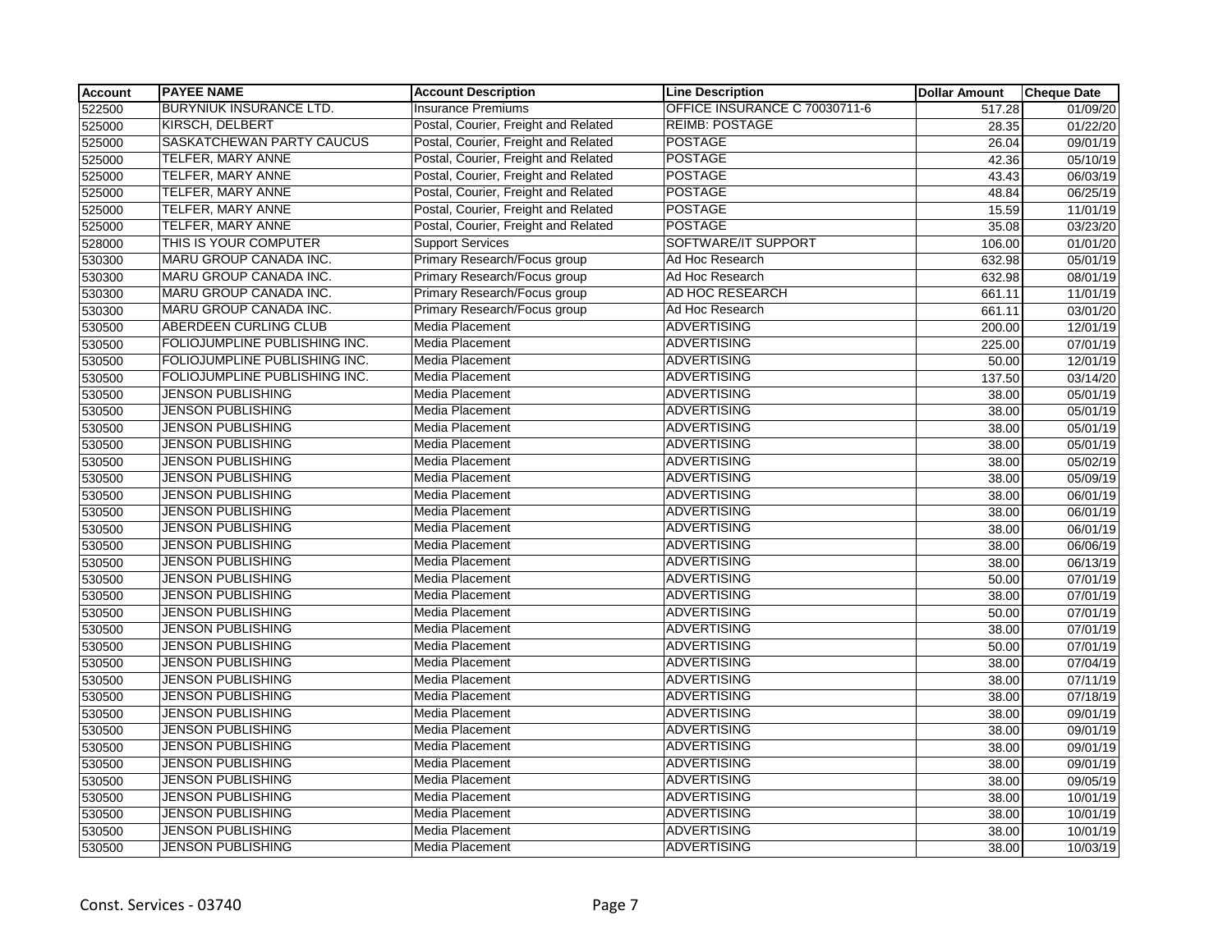| Account | PAYEE NAME | Account Description | Line Description | Dollar Amount | Cheque Date |
|---|---|---|---|---|---|
| 522500 | BURYNIUK INSURANCE LTD. | Insurance Premiums | OFFICE INSURANCE C 70030711-6 | 517.28 | 01/09/20 |
| 525000 | KIRSCH, DELBERT | Postal, Courier, Freight and Related | REIMB: POSTAGE | 28.35 | 01/22/20 |
| 525000 | SASKATCHEWAN PARTY CAUCUS | Postal, Courier, Freight and Related | POSTAGE | 26.04 | 09/01/19 |
| 525000 | TELFER, MARY ANNE | Postal, Courier, Freight and Related | POSTAGE | 42.36 | 05/10/19 |
| 525000 | TELFER, MARY ANNE | Postal, Courier, Freight and Related | POSTAGE | 43.43 | 06/03/19 |
| 525000 | TELFER, MARY ANNE | Postal, Courier, Freight and Related | POSTAGE | 48.84 | 06/25/19 |
| 525000 | TELFER, MARY ANNE | Postal, Courier, Freight and Related | POSTAGE | 15.59 | 11/01/19 |
| 525000 | TELFER, MARY ANNE | Postal, Courier, Freight and Related | POSTAGE | 35.08 | 03/23/20 |
| 528000 | THIS IS YOUR COMPUTER | Support Services | SOFTWARE/IT SUPPORT | 106.00 | 01/01/20 |
| 530300 | MARU GROUP CANADA INC. | Primary Research/Focus group | Ad Hoc Research | 632.98 | 05/01/19 |
| 530300 | MARU GROUP CANADA INC. | Primary Research/Focus group | Ad Hoc Research | 632.98 | 08/01/19 |
| 530300 | MARU GROUP CANADA INC. | Primary Research/Focus group | AD HOC RESEARCH | 661.11 | 11/01/19 |
| 530300 | MARU GROUP CANADA INC. | Primary Research/Focus group | Ad Hoc Research | 661.11 | 03/01/20 |
| 530500 | ABERDEEN CURLING CLUB | Media Placement | ADVERTISING | 200.00 | 12/01/19 |
| 530500 | FOLIOJUMPLINE PUBLISHING INC. | Media Placement | ADVERTISING | 225.00 | 07/01/19 |
| 530500 | FOLIOJUMPLINE PUBLISHING INC. | Media Placement | ADVERTISING | 50.00 | 12/01/19 |
| 530500 | FOLIOJUMPLINE PUBLISHING INC. | Media Placement | ADVERTISING | 137.50 | 03/14/20 |
| 530500 | JENSON PUBLISHING | Media Placement | ADVERTISING | 38.00 | 05/01/19 |
| 530500 | JENSON PUBLISHING | Media Placement | ADVERTISING | 38.00 | 05/01/19 |
| 530500 | JENSON PUBLISHING | Media Placement | ADVERTISING | 38.00 | 05/01/19 |
| 530500 | JENSON PUBLISHING | Media Placement | ADVERTISING | 38.00 | 05/01/19 |
| 530500 | JENSON PUBLISHING | Media Placement | ADVERTISING | 38.00 | 05/02/19 |
| 530500 | JENSON PUBLISHING | Media Placement | ADVERTISING | 38.00 | 05/09/19 |
| 530500 | JENSON PUBLISHING | Media Placement | ADVERTISING | 38.00 | 06/01/19 |
| 530500 | JENSON PUBLISHING | Media Placement | ADVERTISING | 38.00 | 06/01/19 |
| 530500 | JENSON PUBLISHING | Media Placement | ADVERTISING | 38.00 | 06/01/19 |
| 530500 | JENSON PUBLISHING | Media Placement | ADVERTISING | 38.00 | 06/06/19 |
| 530500 | JENSON PUBLISHING | Media Placement | ADVERTISING | 38.00 | 06/13/19 |
| 530500 | JENSON PUBLISHING | Media Placement | ADVERTISING | 50.00 | 07/01/19 |
| 530500 | JENSON PUBLISHING | Media Placement | ADVERTISING | 38.00 | 07/01/19 |
| 530500 | JENSON PUBLISHING | Media Placement | ADVERTISING | 50.00 | 07/01/19 |
| 530500 | JENSON PUBLISHING | Media Placement | ADVERTISING | 38.00 | 07/01/19 |
| 530500 | JENSON PUBLISHING | Media Placement | ADVERTISING | 50.00 | 07/01/19 |
| 530500 | JENSON PUBLISHING | Media Placement | ADVERTISING | 38.00 | 07/04/19 |
| 530500 | JENSON PUBLISHING | Media Placement | ADVERTISING | 38.00 | 07/11/19 |
| 530500 | JENSON PUBLISHING | Media Placement | ADVERTISING | 38.00 | 07/18/19 |
| 530500 | JENSON PUBLISHING | Media Placement | ADVERTISING | 38.00 | 09/01/19 |
| 530500 | JENSON PUBLISHING | Media Placement | ADVERTISING | 38.00 | 09/01/19 |
| 530500 | JENSON PUBLISHING | Media Placement | ADVERTISING | 38.00 | 09/01/19 |
| 530500 | JENSON PUBLISHING | Media Placement | ADVERTISING | 38.00 | 09/01/19 |
| 530500 | JENSON PUBLISHING | Media Placement | ADVERTISING | 38.00 | 09/05/19 |
| 530500 | JENSON PUBLISHING | Media Placement | ADVERTISING | 38.00 | 10/01/19 |
| 530500 | JENSON PUBLISHING | Media Placement | ADVERTISING | 38.00 | 10/01/19 |
| 530500 | JENSON PUBLISHING | Media Placement | ADVERTISING | 38.00 | 10/01/19 |
| 530500 | JENSON PUBLISHING | Media Placement | ADVERTISING | 38.00 | 10/03/19 |

Const. Services - 03740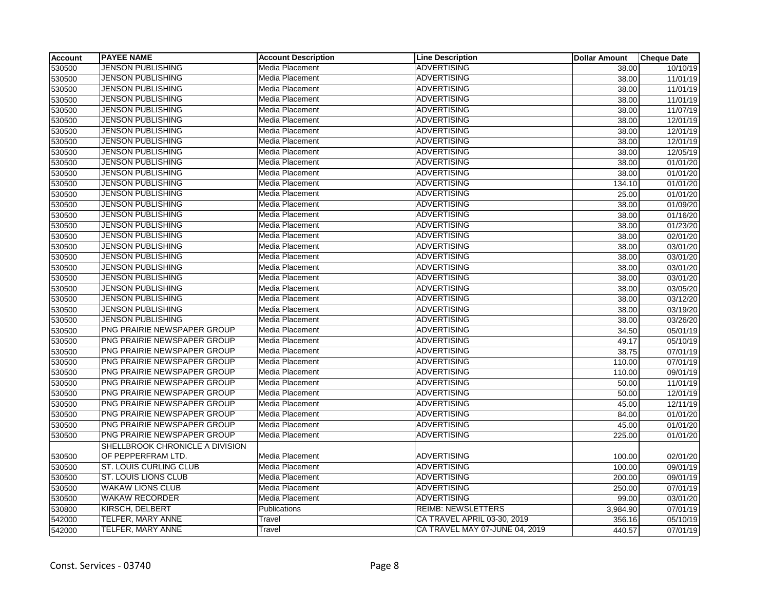| Account | PAYEE NAME | Account Description | Line Description | Dollar Amount | Cheque Date |
|---|---|---|---|---|---|
| 530500 | JENSON PUBLISHING | Media Placement | ADVERTISING | 38.00 | 10/10/19 |
| 530500 | JENSON PUBLISHING | Media Placement | ADVERTISING | 38.00 | 11/01/19 |
| 530500 | JENSON PUBLISHING | Media Placement | ADVERTISING | 38.00 | 11/01/19 |
| 530500 | JENSON PUBLISHING | Media Placement | ADVERTISING | 38.00 | 11/01/19 |
| 530500 | JENSON PUBLISHING | Media Placement | ADVERTISING | 38.00 | 11/07/19 |
| 530500 | JENSON PUBLISHING | Media Placement | ADVERTISING | 38.00 | 12/01/19 |
| 530500 | JENSON PUBLISHING | Media Placement | ADVERTISING | 38.00 | 12/01/19 |
| 530500 | JENSON PUBLISHING | Media Placement | ADVERTISING | 38.00 | 12/01/19 |
| 530500 | JENSON PUBLISHING | Media Placement | ADVERTISING | 38.00 | 12/05/19 |
| 530500 | JENSON PUBLISHING | Media Placement | ADVERTISING | 38.00 | 01/01/20 |
| 530500 | JENSON PUBLISHING | Media Placement | ADVERTISING | 38.00 | 01/01/20 |
| 530500 | JENSON PUBLISHING | Media Placement | ADVERTISING | 134.10 | 01/01/20 |
| 530500 | JENSON PUBLISHING | Media Placement | ADVERTISING | 25.00 | 01/01/20 |
| 530500 | JENSON PUBLISHING | Media Placement | ADVERTISING | 38.00 | 01/09/20 |
| 530500 | JENSON PUBLISHING | Media Placement | ADVERTISING | 38.00 | 01/16/20 |
| 530500 | JENSON PUBLISHING | Media Placement | ADVERTISING | 38.00 | 01/23/20 |
| 530500 | JENSON PUBLISHING | Media Placement | ADVERTISING | 38.00 | 02/01/20 |
| 530500 | JENSON PUBLISHING | Media Placement | ADVERTISING | 38.00 | 03/01/20 |
| 530500 | JENSON PUBLISHING | Media Placement | ADVERTISING | 38.00 | 03/01/20 |
| 530500 | JENSON PUBLISHING | Media Placement | ADVERTISING | 38.00 | 03/01/20 |
| 530500 | JENSON PUBLISHING | Media Placement | ADVERTISING | 38.00 | 03/01/20 |
| 530500 | JENSON PUBLISHING | Media Placement | ADVERTISING | 38.00 | 03/05/20 |
| 530500 | JENSON PUBLISHING | Media Placement | ADVERTISING | 38.00 | 03/12/20 |
| 530500 | JENSON PUBLISHING | Media Placement | ADVERTISING | 38.00 | 03/19/20 |
| 530500 | JENSON PUBLISHING | Media Placement | ADVERTISING | 38.00 | 03/26/20 |
| 530500 | PNG PRAIRIE NEWSPAPER GROUP | Media Placement | ADVERTISING | 34.50 | 05/01/19 |
| 530500 | PNG PRAIRIE NEWSPAPER GROUP | Media Placement | ADVERTISING | 49.17 | 05/10/19 |
| 530500 | PNG PRAIRIE NEWSPAPER GROUP | Media Placement | ADVERTISING | 38.75 | 07/01/19 |
| 530500 | PNG PRAIRIE NEWSPAPER GROUP | Media Placement | ADVERTISING | 110.00 | 07/01/19 |
| 530500 | PNG PRAIRIE NEWSPAPER GROUP | Media Placement | ADVERTISING | 110.00 | 09/01/19 |
| 530500 | PNG PRAIRIE NEWSPAPER GROUP | Media Placement | ADVERTISING | 50.00 | 11/01/19 |
| 530500 | PNG PRAIRIE NEWSPAPER GROUP | Media Placement | ADVERTISING | 50.00 | 12/01/19 |
| 530500 | PNG PRAIRIE NEWSPAPER GROUP | Media Placement | ADVERTISING | 45.00 | 12/11/19 |
| 530500 | PNG PRAIRIE NEWSPAPER GROUP | Media Placement | ADVERTISING | 84.00 | 01/01/20 |
| 530500 | PNG PRAIRIE NEWSPAPER GROUP | Media Placement | ADVERTISING | 45.00 | 01/01/20 |
| 530500 | PNG PRAIRIE NEWSPAPER GROUP | Media Placement | ADVERTISING | 225.00 | 01/01/20 |
| 530500 | SHELLBROOK CHRONICLE A DIVISION OF PEPPERFRAM LTD. | Media Placement | ADVERTISING | 100.00 | 02/01/20 |
| 530500 | ST. LOUIS CURLING CLUB | Media Placement | ADVERTISING | 100.00 | 09/01/19 |
| 530500 | ST. LOUIS LIONS CLUB | Media Placement | ADVERTISING | 200.00 | 09/01/19 |
| 530500 | WAKAW LIONS CLUB | Media Placement | ADVERTISING | 250.00 | 07/01/19 |
| 530500 | WAKAW RECORDER | Media Placement | ADVERTISING | 99.00 | 03/01/20 |
| 530800 | KIRSCH, DELBERT | Publications | REIMB: NEWSLETTERS | 3,984.90 | 07/01/19 |
| 542000 | TELFER, MARY ANNE | Travel | CA TRAVEL APRIL 03-30, 2019 | 356.16 | 05/10/19 |
| 542000 | TELFER, MARY ANNE | Travel | CA TRAVEL MAY 07-JUNE 04, 2019 | 440.57 | 07/01/19 |

Const. Services - 03740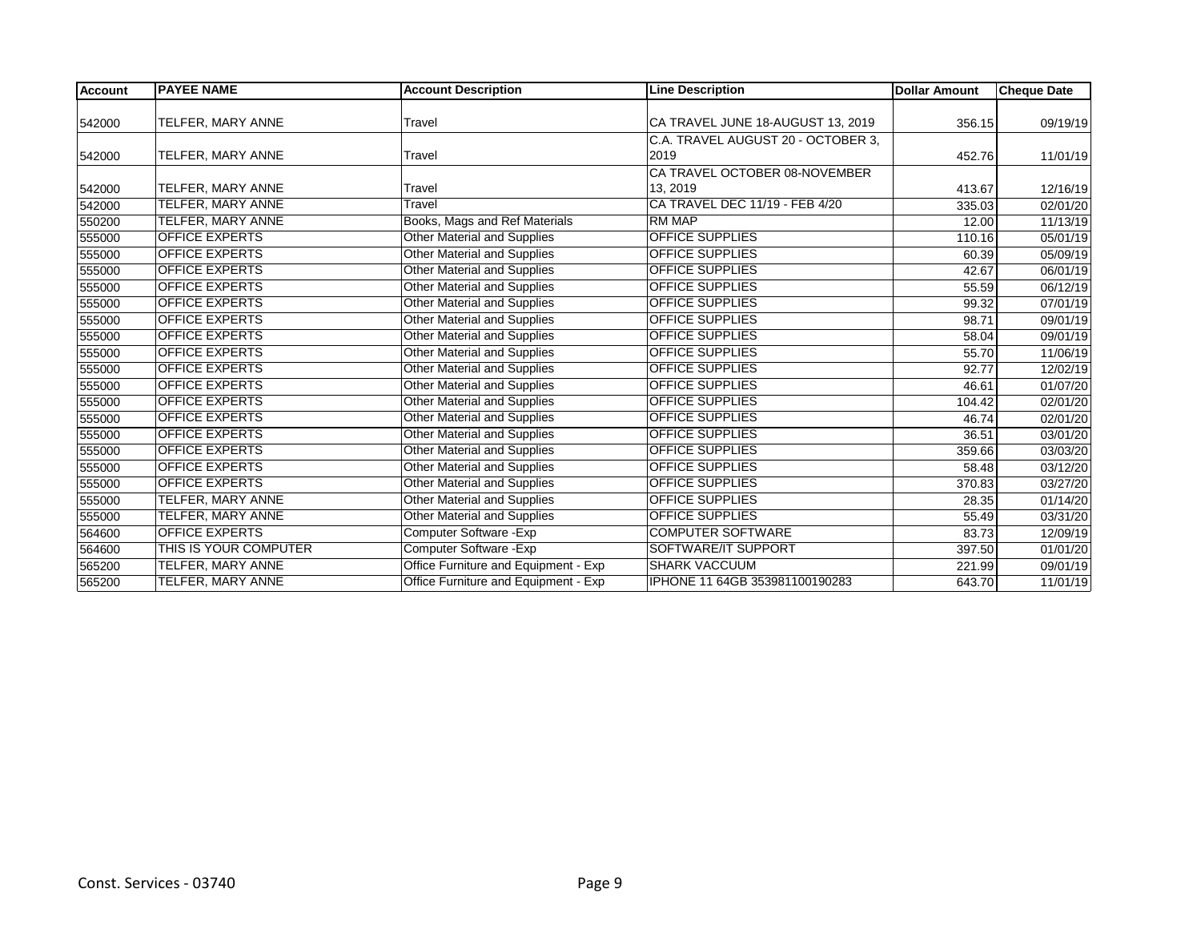| Account | PAYEE NAME | Account Description | Line Description | Dollar Amount | Cheque Date |
|---|---|---|---|---|---|
| 542000 | TELFER, MARY ANNE | Travel | CA TRAVEL JUNE 18-AUGUST 13, 2019 | 356.15 | 09/19/19 |
| 542000 | TELFER, MARY ANNE | Travel | C.A. TRAVEL AUGUST 20 - OCTOBER 3, 2019 | 452.76 | 11/01/19 |
| 542000 | TELFER, MARY ANNE | Travel | CA TRAVEL OCTOBER 08-NOVEMBER 13, 2019 | 413.67 | 12/16/19 |
| 542000 | TELFER, MARY ANNE | Travel | CA TRAVEL DEC 11/19 - FEB 4/20 | 335.03 | 02/01/20 |
| 550200 | TELFER, MARY ANNE | Books, Mags and Ref Materials | RM MAP | 12.00 | 11/13/19 |
| 555000 | OFFICE EXPERTS | Other Material and Supplies | OFFICE SUPPLIES | 110.16 | 05/01/19 |
| 555000 | OFFICE EXPERTS | Other Material and Supplies | OFFICE SUPPLIES | 60.39 | 05/09/19 |
| 555000 | OFFICE EXPERTS | Other Material and Supplies | OFFICE SUPPLIES | 42.67 | 06/01/19 |
| 555000 | OFFICE EXPERTS | Other Material and Supplies | OFFICE SUPPLIES | 55.59 | 06/12/19 |
| 555000 | OFFICE EXPERTS | Other Material and Supplies | OFFICE SUPPLIES | 99.32 | 07/01/19 |
| 555000 | OFFICE EXPERTS | Other Material and Supplies | OFFICE SUPPLIES | 98.71 | 09/01/19 |
| 555000 | OFFICE EXPERTS | Other Material and Supplies | OFFICE SUPPLIES | 58.04 | 09/01/19 |
| 555000 | OFFICE EXPERTS | Other Material and Supplies | OFFICE SUPPLIES | 55.70 | 11/06/19 |
| 555000 | OFFICE EXPERTS | Other Material and Supplies | OFFICE SUPPLIES | 92.77 | 12/02/19 |
| 555000 | OFFICE EXPERTS | Other Material and Supplies | OFFICE SUPPLIES | 46.61 | 01/07/20 |
| 555000 | OFFICE EXPERTS | Other Material and Supplies | OFFICE SUPPLIES | 104.42 | 02/01/20 |
| 555000 | OFFICE EXPERTS | Other Material and Supplies | OFFICE SUPPLIES | 46.74 | 02/01/20 |
| 555000 | OFFICE EXPERTS | Other Material and Supplies | OFFICE SUPPLIES | 36.51 | 03/01/20 |
| 555000 | OFFICE EXPERTS | Other Material and Supplies | OFFICE SUPPLIES | 359.66 | 03/03/20 |
| 555000 | OFFICE EXPERTS | Other Material and Supplies | OFFICE SUPPLIES | 58.48 | 03/12/20 |
| 555000 | OFFICE EXPERTS | Other Material and Supplies | OFFICE SUPPLIES | 370.83 | 03/27/20 |
| 555000 | TELFER, MARY ANNE | Other Material and Supplies | OFFICE SUPPLIES | 28.35 | 01/14/20 |
| 555000 | TELFER, MARY ANNE | Other Material and Supplies | OFFICE SUPPLIES | 55.49 | 03/31/20 |
| 564600 | OFFICE EXPERTS | Computer Software -Exp | COMPUTER SOFTWARE | 83.73 | 12/09/19 |
| 564600 | THIS IS YOUR COMPUTER | Computer Software -Exp | SOFTWARE/IT SUPPORT | 397.50 | 01/01/20 |
| 565200 | TELFER, MARY ANNE | Office Furniture and Equipment - Exp | SHARK VACCUUM | 221.99 | 09/01/19 |
| 565200 | TELFER, MARY ANNE | Office Furniture and Equipment - Exp | IPHONE 11 64GB 353981100190283 | 643.70 | 11/01/19 |

Const. Services - 03740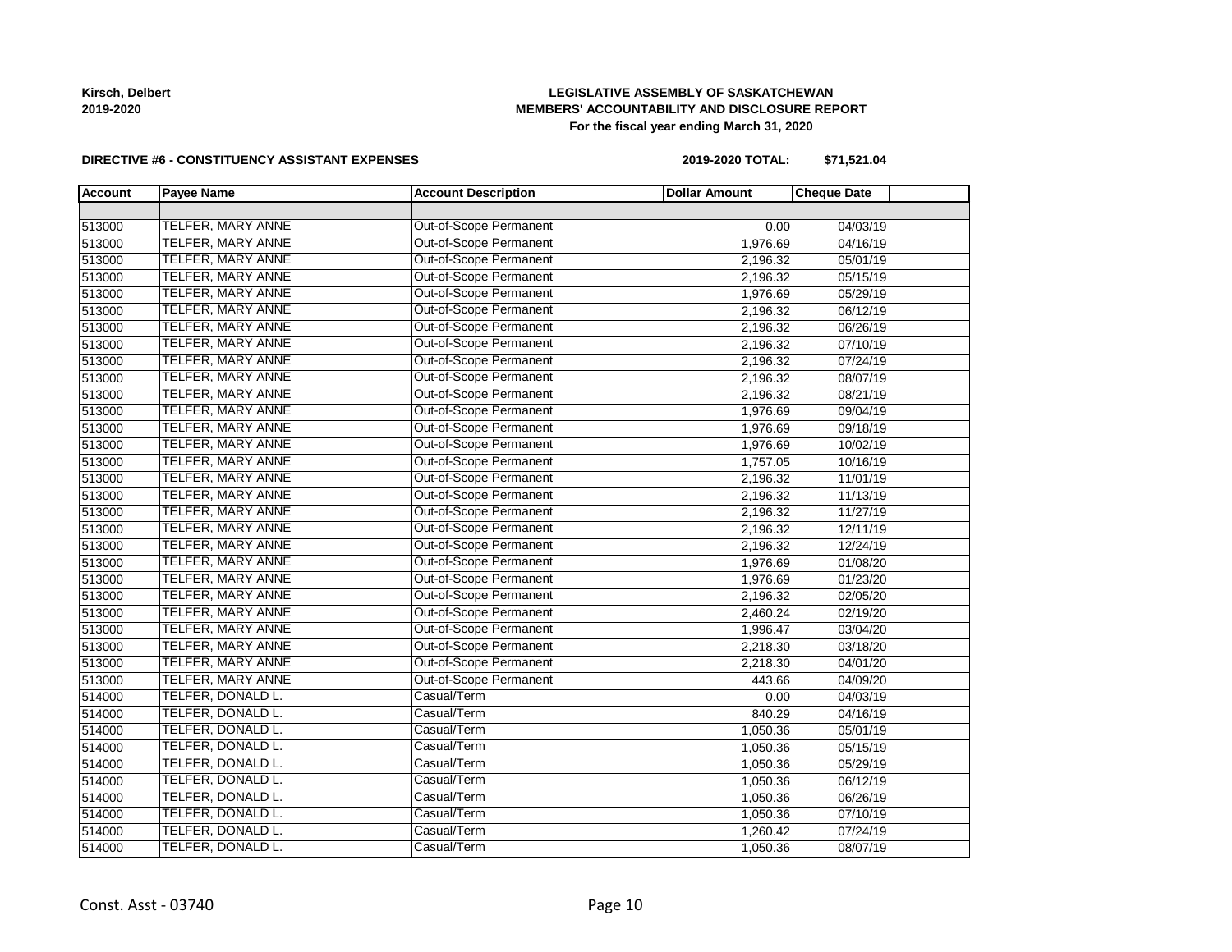**LEGISLATIVE ASSEMBLY OF SASKATCHEWAN**
**MEMBERS' ACCOUNTABILITY AND DISCLOSURE REPORT**
**For the fiscal year ending March 31, 2020**

Kirsch, Delbert
2019-2020

**DIRECTIVE #6 - CONSTITUENCY ASSISTANT EXPENSES** **2019-2020 TOTAL: $71,521.04**

| Account | Payee Name | Account Description | Dollar Amount | Cheque Date | |
|---|---|---|---|---|---|
| | | | | | |
| 513000 | TELFER, MARY ANNE | Out-of-Scope Permanent | 0.00 | 04/03/19 | |
| 513000 | TELFER, MARY ANNE | Out-of-Scope Permanent | 1,976.69 | 04/16/19 | |
| 513000 | TELFER, MARY ANNE | Out-of-Scope Permanent | 2,196.32 | 05/01/19 | |
| 513000 | TELFER, MARY ANNE | Out-of-Scope Permanent | 2,196.32 | 05/15/19 | |
| 513000 | TELFER, MARY ANNE | Out-of-Scope Permanent | 1,976.69 | 05/29/19 | |
| 513000 | TELFER, MARY ANNE | Out-of-Scope Permanent | 2,196.32 | 06/12/19 | |
| 513000 | TELFER, MARY ANNE | Out-of-Scope Permanent | 2,196.32 | 06/26/19 | |
| 513000 | TELFER, MARY ANNE | Out-of-Scope Permanent | 2,196.32 | 07/10/19 | |
| 513000 | TELFER, MARY ANNE | Out-of-Scope Permanent | 2,196.32 | 07/24/19 | |
| 513000 | TELFER, MARY ANNE | Out-of-Scope Permanent | 2,196.32 | 08/07/19 | |
| 513000 | TELFER, MARY ANNE | Out-of-Scope Permanent | 2,196.32 | 08/21/19 | |
| 513000 | TELFER, MARY ANNE | Out-of-Scope Permanent | 1,976.69 | 09/04/19 | |
| 513000 | TELFER, MARY ANNE | Out-of-Scope Permanent | 1,976.69 | 09/18/19 | |
| 513000 | TELFER, MARY ANNE | Out-of-Scope Permanent | 1,976.69 | 10/02/19 | |
| 513000 | TELFER, MARY ANNE | Out-of-Scope Permanent | 1,757.05 | 10/16/19 | |
| 513000 | TELFER, MARY ANNE | Out-of-Scope Permanent | 2,196.32 | 11/01/19 | |
| 513000 | TELFER, MARY ANNE | Out-of-Scope Permanent | 2,196.32 | 11/13/19 | |
| 513000 | TELFER, MARY ANNE | Out-of-Scope Permanent | 2,196.32 | 11/27/19 | |
| 513000 | TELFER, MARY ANNE | Out-of-Scope Permanent | 2,196.32 | 12/11/19 | |
| 513000 | TELFER, MARY ANNE | Out-of-Scope Permanent | 2,196.32 | 12/24/19 | |
| 513000 | TELFER, MARY ANNE | Out-of-Scope Permanent | 1,976.69 | 01/08/20 | |
| 513000 | TELFER, MARY ANNE | Out-of-Scope Permanent | 1,976.69 | 01/23/20 | |
| 513000 | TELFER, MARY ANNE | Out-of-Scope Permanent | 2,196.32 | 02/05/20 | |
| 513000 | TELFER, MARY ANNE | Out-of-Scope Permanent | 2,460.24 | 02/19/20 | |
| 513000 | TELFER, MARY ANNE | Out-of-Scope Permanent | 1,996.47 | 03/04/20 | |
| 513000 | TELFER, MARY ANNE | Out-of-Scope Permanent | 2,218.30 | 03/18/20 | |
| 513000 | TELFER, MARY ANNE | Out-of-Scope Permanent | 2,218.30 | 04/01/20 | |
| 513000 | TELFER, MARY ANNE | Out-of-Scope Permanent | 443.66 | 04/09/20 | |
| 514000 | TELFER, DONALD L. | Casual/Term | 0.00 | 04/03/19 | |
| 514000 | TELFER, DONALD L. | Casual/Term | 840.29 | 04/16/19 | |
| 514000 | TELFER, DONALD L. | Casual/Term | 1,050.36 | 05/01/19 | |
| 514000 | TELFER, DONALD L. | Casual/Term | 1,050.36 | 05/15/19 | |
| 514000 | TELFER, DONALD L. | Casual/Term | 1,050.36 | 05/29/19 | |
| 514000 | TELFER, DONALD L. | Casual/Term | 1,050.36 | 06/12/19 | |
| 514000 | TELFER, DONALD L. | Casual/Term | 1,050.36 | 06/26/19 | |
| 514000 | TELFER, DONALD L. | Casual/Term | 1,050.36 | 07/10/19 | |
| 514000 | TELFER, DONALD L. | Casual/Term | 1,260.42 | 07/24/19 | |
| 514000 | TELFER, DONALD L. | Casual/Term | 1,050.36 | 08/07/19 | |

Const. Asst - 03740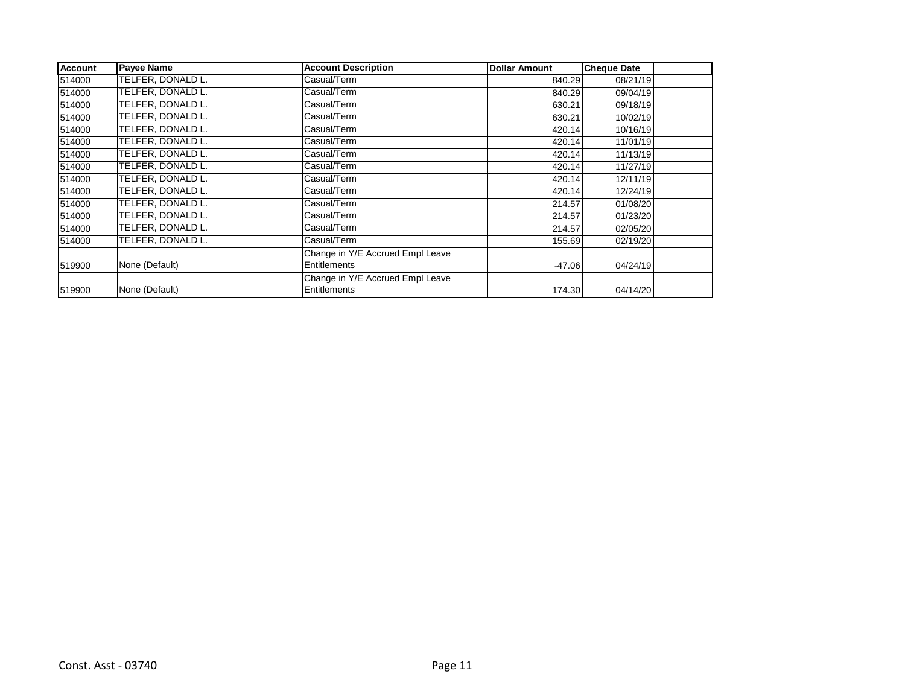| Account | Payee Name | Account Description | Dollar Amount | Cheque Date | |
|---|---|---|---|---|---|
| 514000 | TELFER, DONALD L. | Casual/Term | 840.29 | 08/21/19 | |
| 514000 | TELFER, DONALD L. | Casual/Term | 840.29 | 09/04/19 | |
| 514000 | TELFER, DONALD L. | Casual/Term | 630.21 | 09/18/19 | |
| 514000 | TELFER, DONALD L. | Casual/Term | 630.21 | 10/02/19 | |
| 514000 | TELFER, DONALD L. | Casual/Term | 420.14 | 10/16/19 | |
| 514000 | TELFER, DONALD L. | Casual/Term | 420.14 | 11/01/19 | |
| 514000 | TELFER, DONALD L. | Casual/Term | 420.14 | 11/13/19 | |
| 514000 | TELFER, DONALD L. | Casual/Term | 420.14 | 11/27/19 | |
| 514000 | TELFER, DONALD L. | Casual/Term | 420.14 | 12/11/19 | |
| 514000 | TELFER, DONALD L. | Casual/Term | 420.14 | 12/24/19 | |
| 514000 | TELFER, DONALD L. | Casual/Term | 214.57 | 01/08/20 | |
| 514000 | TELFER, DONALD L. | Casual/Term | 214.57 | 01/23/20 | |
| 514000 | TELFER, DONALD L. | Casual/Term | 214.57 | 02/05/20 | |
| 514000 | TELFER, DONALD L. | Casual/Term | 155.69 | 02/19/20 | |
| 519900 | None (Default) | Change in Y/E Accrued Empl Leave Entitlements | -47.06 | 04/24/19 | |
| 519900 | None (Default) | Change in Y/E Accrued Empl Leave Entitlements | 174.30 | 04/14/20 | |

Const. Asst - 03740